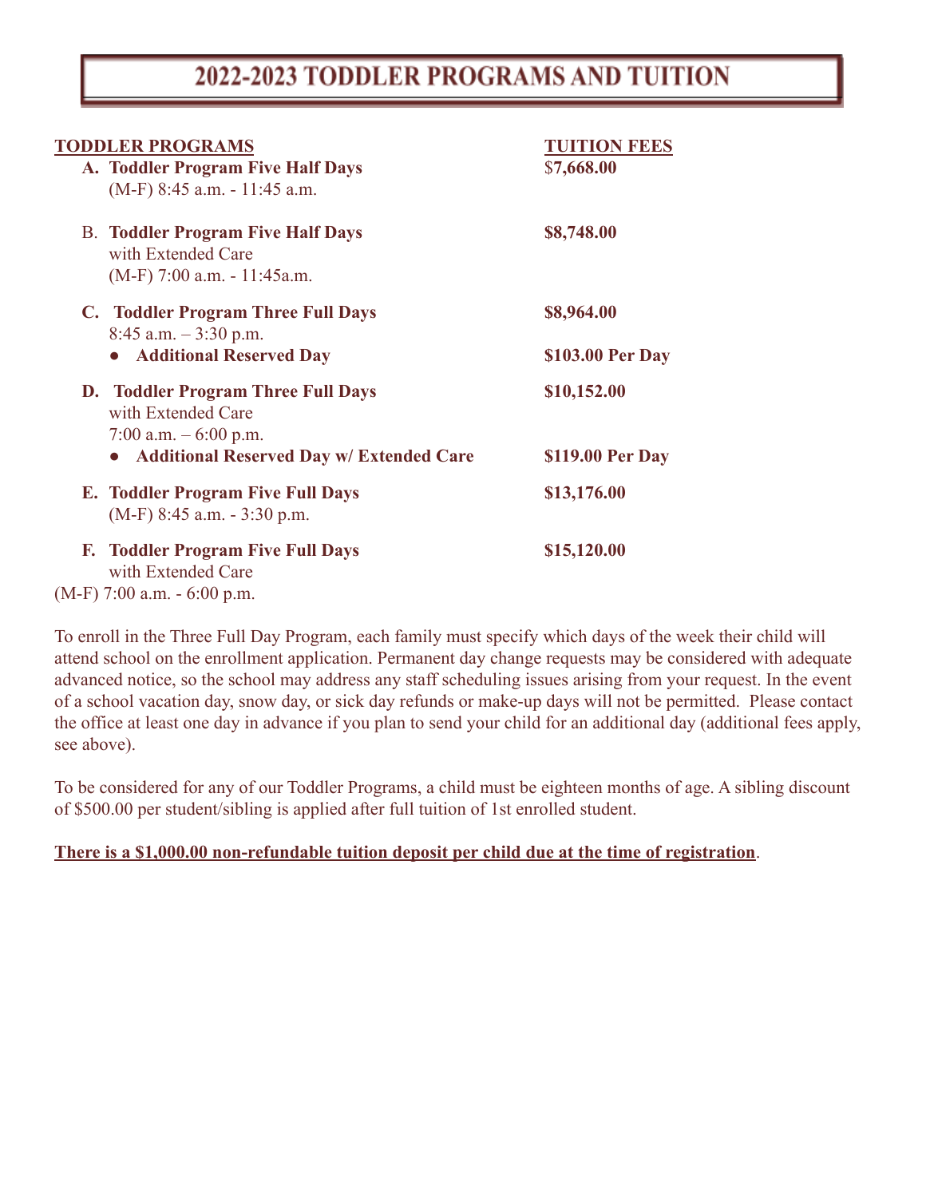# 2022-2023 TODDLER PROGRAMS AND TUITION

| TODDLER PROGRAMS | TUITION FEES |
|---|---|
| **A. Toddler Program Five Half Days**<br>(M-F) 8:45 a.m. - 11:45 a.m. | **$7,668.00** |
| B. **Toddler Program Five Half Days**<br>with Extended Care<br>(M-F) 7:00 a.m. - 11:45a.m. | **$8,748.00** |
| **C. Toddler Program Three Full Days**<br>8:45 a.m. – 3:30 p.m. | **$8,964.00** |
| • **Additional Reserved Day** | **$103.00 Per Day** |
| **D. Toddler Program Three Full Days**<br>with Extended Care<br>7:00 a.m. – 6:00 p.m. | **$10,152.00** |
| • **Additional Reserved Day w/ Extended Care** | **$119.00 Per Day** |
| **E. Toddler Program Five Full Days**<br>(M-F) 8:45 a.m. - 3:30 p.m. | **$13,176.00** |
| **F. Toddler Program Five Full Days**<br>with Extended Care<br>(M-F) 7:00 a.m. - 6:00 p.m. | **$15,120.00** |

To enroll in the Three Full Day Program, each family must specify which days of the week their child will attend school on the enrollment application. Permanent day change requests may be considered with adequate advanced notice, so the school may address any staff scheduling issues arising from your request. In the event of a school vacation day, snow day, or sick day refunds or make-up days will not be permitted. Please contact the office at least one day in advance if you plan to send your child for an additional day (additional fees apply, see above).

To be considered for any of our Toddler Programs, a child must be eighteen months of age. A sibling discount of $500.00 per student/sibling is applied after full tuition of 1st enrolled student.

**There is a $1,000.00 non-refundable tuition deposit per child due at the time of registration**.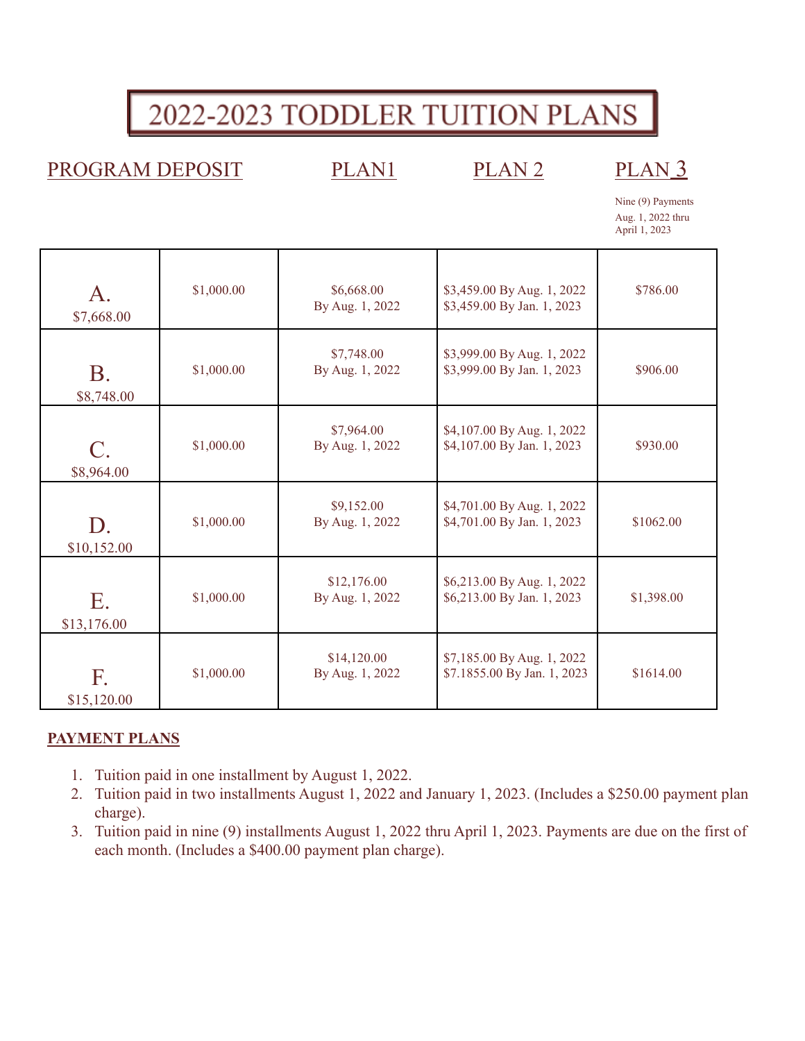# 2022-2023 TODDLER TUITION PLANS

| | PROGRAM DEPOSIT | PLAN1 | PLAN 2 | PLAN 3<br>Nine (9) Payments<br>Aug. 1, 2022 thru<br>April 1, 2023 |
|---|---|---|---|---|
| A.<br>$7,668.00 | $1,000.00 | $6,668.00<br>By Aug. 1, 2022 | $3,459.00 By Aug. 1, 2022<br>$3,459.00 By Jan. 1, 2023 | $786.00 |
| B.<br>$8,748.00 | $1,000.00 | $7,748.00<br>By Aug. 1, 2022 | $3,999.00 By Aug. 1, 2022<br>$3,999.00 By Jan. 1, 2023 | $906.00 |
| C.<br>$8,964.00 | $1,000.00 | $7,964.00<br>By Aug. 1, 2022 | $4,107.00 By Aug. 1, 2022<br>$4,107.00 By Jan. 1, 2023 | $930.00 |
| D.<br>$10,152.00 | $1,000.00 | $9,152.00<br>By Aug. 1, 2022 | $4,701.00 By Aug. 1, 2022<br>$4,701.00 By Jan. 1, 2023 | $1062.00 |
| E.<br>$13,176.00 | $1,000.00 | $12,176.00<br>By Aug. 1, 2022 | $6,213.00 By Aug. 1, 2022<br>$6,213.00 By Jan. 1, 2023 | $1,398.00 |
| F.<br>$15,120.00 | $1,000.00 | $14,120.00<br>By Aug. 1, 2022 | $7,185.00 By Aug. 1, 2022<br>$7.1855.00 By Jan. 1, 2023 | $1614.00 |

**PAYMENT PLANS**

1. Tuition paid in one installment by August 1, 2022.
2. Tuition paid in two installments August 1, 2022 and January 1, 2023. (Includes a $250.00 payment plan charge).
3. Tuition paid in nine (9) installments August 1, 2022 thru April 1, 2023. Payments are due on the first of each month. (Includes a $400.00 payment plan charge).